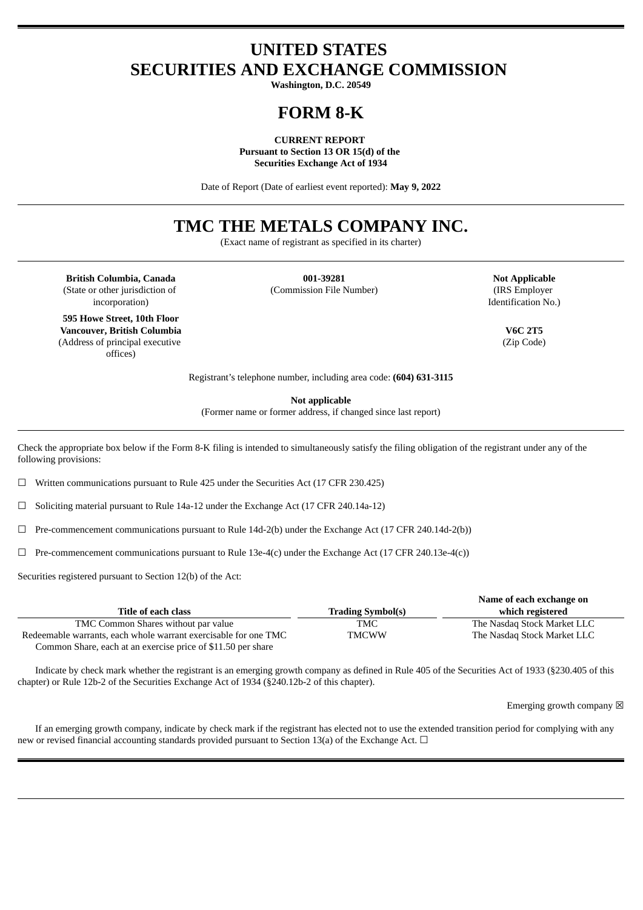# UNITED STATES
# SECURITIES AND EXCHANGE COMMISSION

**Washington, D.C. 20549**

# FORM 8-K

**CURRENT REPORT**
**Pursuant to Section 13 OR 15(d) of the**
**Securities Exchange Act of 1934**

Date of Report (Date of earliest event reported): **May 9, 2022**

# TMC THE METALS COMPANY INC.

(Exact name of registrant as specified in its charter)

| **British Columbia, Canada** | **001-39281** | **Not Applicable** |
|---|---|---|
| (State or other jurisdiction of incorporation) | (Commission File Number) | (IRS Employer Identification No.) |

| **595 Howe Street, 10th Floor Vancouver, British Columbia** | **V6C 2T5** |
|---|---|
| (Address of principal executive offices) | (Zip Code) |

Registrant's telephone number, including area code: **(604) 631-3115**

**Not applicable**
(Former name or former address, if changed since last report)

Check the appropriate box below if the Form 8-K filing is intended to simultaneously satisfy the filing obligation of the registrant under any of the following provisions:

☐ Written communications pursuant to Rule 425 under the Securities Act (17 CFR 230.425)

☐ Soliciting material pursuant to Rule 14a-12 under the Exchange Act (17 CFR 240.14a-12)

☐ Pre-commencement communications pursuant to Rule 14d-2(b) under the Exchange Act (17 CFR 240.14d-2(b))

☐ Pre-commencement communications pursuant to Rule 13e-4(c) under the Exchange Act (17 CFR 240.13e-4(c))

Securities registered pursuant to Section 12(b) of the Act:

| Title of each class | Trading Symbol(s) | Name of each exchange on which registered |
|---|---|---|
| TMC Common Shares without par value | TMC | The Nasdaq Stock Market LLC |
| Redeemable warrants, each whole warrant exercisable for one TMC Common Share, each at an exercise price of $11.50 per share | TMCWW | The Nasdaq Stock Market LLC |

Indicate by check mark whether the registrant is an emerging growth company as defined in Rule 405 of the Securities Act of 1933 (§230.405 of this chapter) or Rule 12b-2 of the Securities Exchange Act of 1934 (§240.12b-2 of this chapter).

Emerging growth company ☒

If an emerging growth company, indicate by check mark if the registrant has elected not to use the extended transition period for complying with any new or revised financial accounting standards provided pursuant to Section 13(a) of the Exchange Act. ☐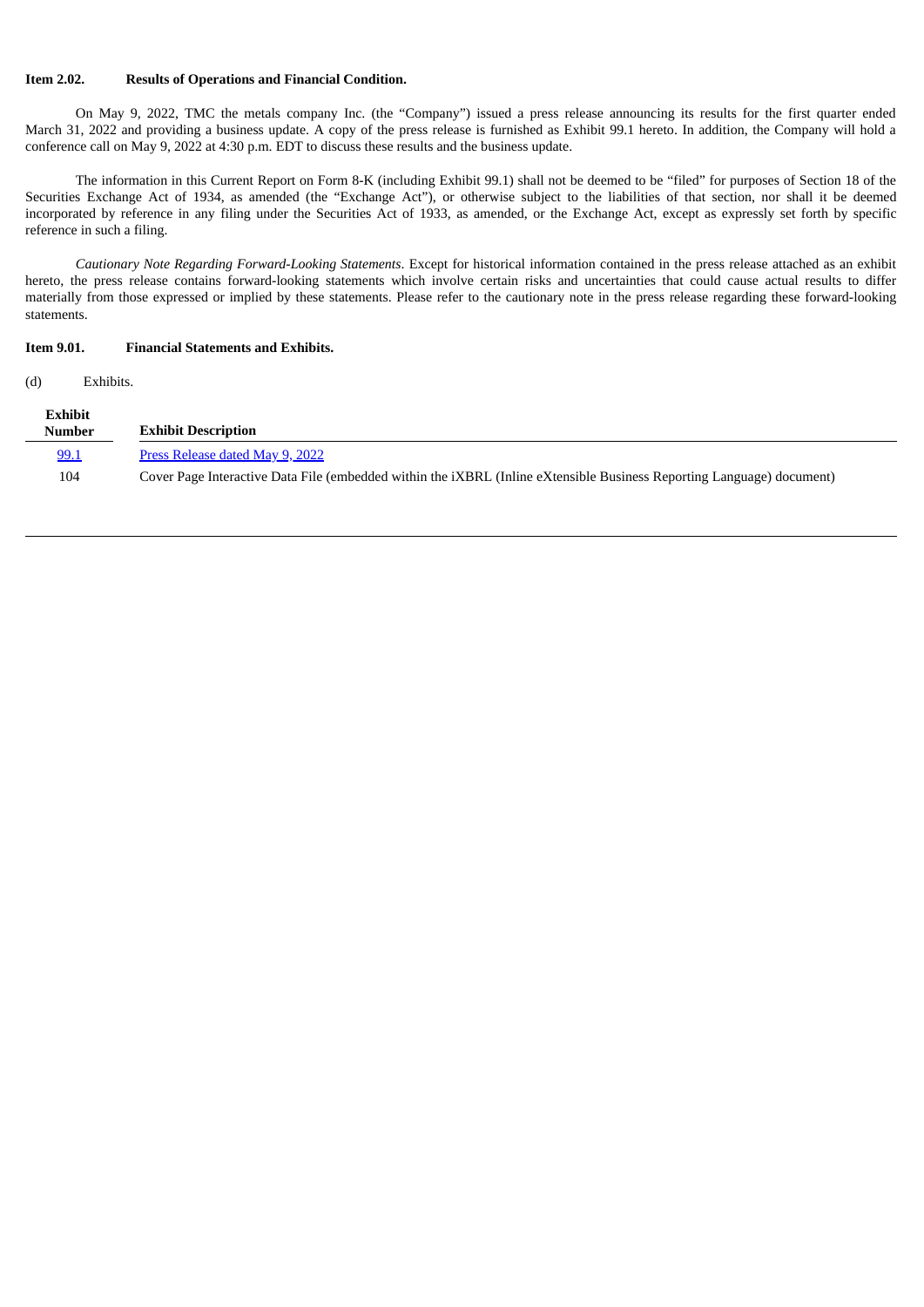**Item 2.02. Results of Operations and Financial Condition.**

On May 9, 2022, TMC the metals company Inc. (the "Company") issued a press release announcing its results for the first quarter ended March 31, 2022 and providing a business update. A copy of the press release is furnished as Exhibit 99.1 hereto. In addition, the Company will hold a conference call on May 9, 2022 at 4:30 p.m. EDT to discuss these results and the business update.

The information in this Current Report on Form 8-K (including Exhibit 99.1) shall not be deemed to be "filed" for purposes of Section 18 of the Securities Exchange Act of 1934, as amended (the "Exchange Act"), or otherwise subject to the liabilities of that section, nor shall it be deemed incorporated by reference in any filing under the Securities Act of 1933, as amended, or the Exchange Act, except as expressly set forth by specific reference in such a filing.

*Cautionary Note Regarding Forward-Looking Statements*. Except for historical information contained in the press release attached as an exhibit hereto, the press release contains forward-looking statements which involve certain risks and uncertainties that could cause actual results to differ materially from those expressed or implied by these statements. Please refer to the cautionary note in the press release regarding these forward-looking statements.

**Item 9.01. Financial Statements and Exhibits.**

(d) Exhibits.

| Exhibit Number | Exhibit Description |
|---|---|
| 99.1 | Press Release dated May 9, 2022 |
| 104 | Cover Page Interactive Data File (embedded within the iXBRL (Inline eXtensible Business Reporting Language) document) |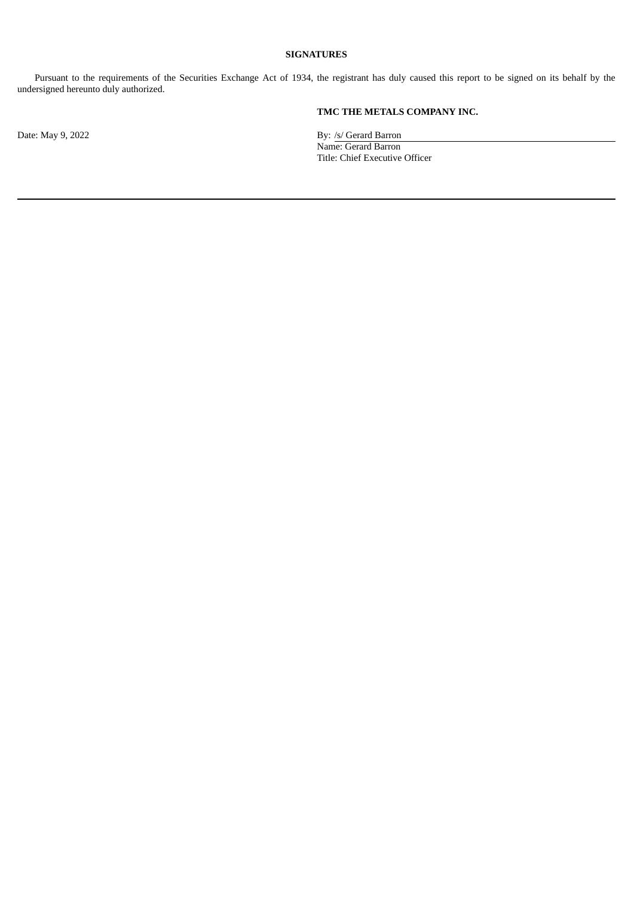## SIGNATURES

Pursuant to the requirements of the Securities Exchange Act of 1934, the registrant has duly caused this report to be signed on its behalf by the undersigned hereunto duly authorized.

**TMC THE METALS COMPANY INC.**

Date: May 9, 2022

By: /s/ Gerard Barron
Name: Gerard Barron
Title: Chief Executive Officer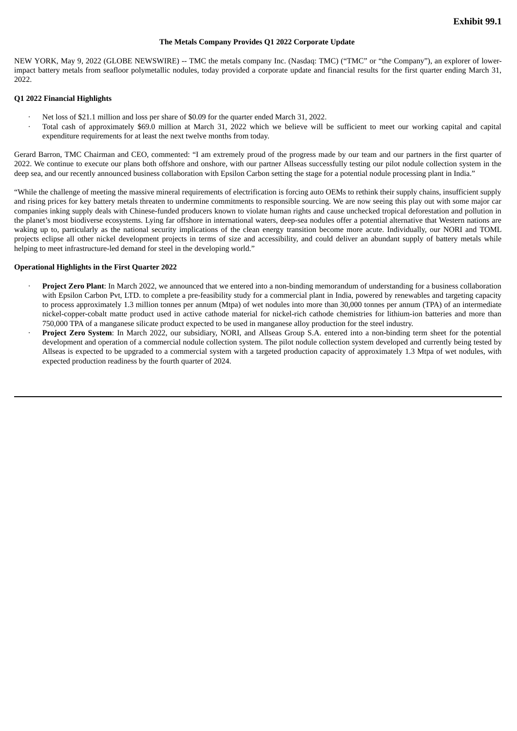**Exhibit 99.1**

**The Metals Company Provides Q1 2022 Corporate Update**

NEW YORK, May 9, 2022 (GLOBE NEWSWIRE) -- TMC the metals company Inc. (Nasdaq: TMC) ("TMC" or "the Company"), an explorer of lower-impact battery metals from seafloor polymetallic nodules, today provided a corporate update and financial results for the first quarter ending March 31, 2022.

**Q1 2022 Financial Highlights**

- Net loss of $21.1 million and loss per share of $0.09 for the quarter ended March 31, 2022.
- Total cash of approximately $69.0 million at March 31, 2022 which we believe will be sufficient to meet our working capital and capital expenditure requirements for at least the next twelve months from today.

Gerard Barron, TMC Chairman and CEO, commented: "I am extremely proud of the progress made by our team and our partners in the first quarter of 2022. We continue to execute our plans both offshore and onshore, with our partner Allseas successfully testing our pilot nodule collection system in the deep sea, and our recently announced business collaboration with Epsilon Carbon setting the stage for a potential nodule processing plant in India."

"While the challenge of meeting the massive mineral requirements of electrification is forcing auto OEMs to rethink their supply chains, insufficient supply and rising prices for key battery metals threaten to undermine commitments to responsible sourcing. We are now seeing this play out with some major car companies inking supply deals with Chinese-funded producers known to violate human rights and cause unchecked tropical deforestation and pollution in the planet's most biodiverse ecosystems. Lying far offshore in international waters, deep-sea nodules offer a potential alternative that Western nations are waking up to, particularly as the national security implications of the clean energy transition become more acute. Individually, our NORI and TOML projects eclipse all other nickel development projects in terms of size and accessibility, and could deliver an abundant supply of battery metals while helping to meet infrastructure-led demand for steel in the developing world."

**Operational Highlights in the First Quarter 2022**

- **Project Zero Plant**: In March 2022, we announced that we entered into a non-binding memorandum of understanding for a business collaboration with Epsilon Carbon Pvt, LTD. to complete a pre-feasibility study for a commercial plant in India, powered by renewables and targeting capacity to process approximately 1.3 million tonnes per annum (Mtpa) of wet nodules into more than 30,000 tonnes per annum (TPA) of an intermediate nickel-copper-cobalt matte product used in active cathode material for nickel-rich cathode chemistries for lithium-ion batteries and more than 750,000 TPA of a manganese silicate product expected to be used in manganese alloy production for the steel industry.
- **Project Zero System**: In March 2022, our subsidiary, NORI, and Allseas Group S.A. entered into a non-binding term sheet for the potential development and operation of a commercial nodule collection system. The pilot nodule collection system developed and currently being tested by Allseas is expected to be upgraded to a commercial system with a targeted production capacity of approximately 1.3 Mtpa of wet nodules, with expected production readiness by the fourth quarter of 2024.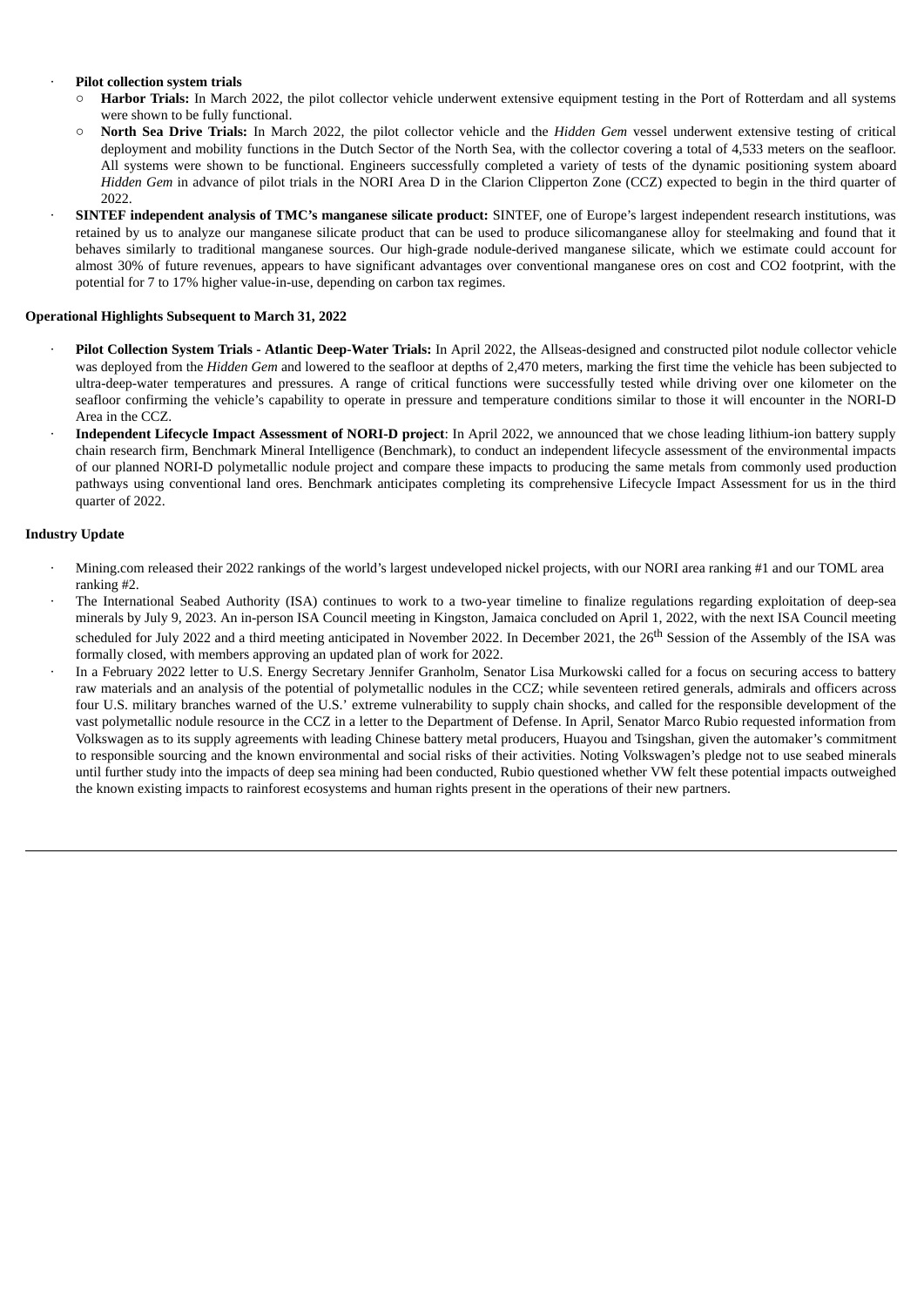- **Pilot collection system trials**
  - **Harbor Trials:** In March 2022, the pilot collector vehicle underwent extensive equipment testing in the Port of Rotterdam and all systems were shown to be fully functional.
  - **North Sea Drive Trials:** In March 2022, the pilot collector vehicle and the *Hidden Gem* vessel underwent extensive testing of critical deployment and mobility functions in the Dutch Sector of the North Sea, with the collector covering a total of 4,533 meters on the seafloor. All systems were shown to be functional. Engineers successfully completed a variety of tests of the dynamic positioning system aboard *Hidden Gem* in advance of pilot trials in the NORI Area D in the Clarion Clipperton Zone (CCZ) expected to begin in the third quarter of 2022.
- **SINTEF independent analysis of TMC's manganese silicate product:** SINTEF, one of Europe's largest independent research institutions, was retained by us to analyze our manganese silicate product that can be used to produce silicomanganese alloy for steelmaking and found that it behaves similarly to traditional manganese sources. Our high-grade nodule-derived manganese silicate, which we estimate could account for almost 30% of future revenues, appears to have significant advantages over conventional manganese ores on cost and $CO_2$ footprint, with the potential for 7 to 17% higher value-in-use, depending on carbon tax regimes.

**Operational Highlights Subsequent to March 31, 2022**

- **Pilot Collection System Trials - Atlantic Deep-Water Trials:** In April 2022, the Allseas-designed and constructed pilot nodule collector vehicle was deployed from the *Hidden Gem* and lowered to the seafloor at depths of 2,470 meters, marking the first time the vehicle has been subjected to ultra-deep-water temperatures and pressures. A range of critical functions were successfully tested while driving over one kilometer on the seafloor confirming the vehicle's capability to operate in pressure and temperature conditions similar to those it will encounter in the NORI-D Area in the CCZ.
- **Independent Lifecycle Impact Assessment of NORI-D project**: In April 2022, we announced that we chose leading lithium-ion battery supply chain research firm, Benchmark Mineral Intelligence (Benchmark), to conduct an independent lifecycle assessment of the environmental impacts of our planned NORI-D polymetallic nodule project and compare these impacts to producing the same metals from commonly used production pathways using conventional land ores. Benchmark anticipates completing its comprehensive Lifecycle Impact Assessment for us in the third quarter of 2022.

**Industry Update**

- Mining.com released their 2022 rankings of the world's largest undeveloped nickel projects, with our NORI area ranking #1 and our TOML area ranking #2.
- The International Seabed Authority (ISA) continues to work to a two-year timeline to finalize regulations regarding exploitation of deep-sea minerals by July 9, 2023. An in-person ISA Council meeting in Kingston, Jamaica concluded on April 1, 2022, with the next ISA Council meeting scheduled for July 2022 and a third meeting anticipated in November 2022. In December 2021, the 26th Session of the Assembly of the ISA was formally closed, with members approving an updated plan of work for 2022.
- In a February 2022 letter to U.S. Energy Secretary Jennifer Granholm, Senator Lisa Murkowski called for a focus on securing access to battery raw materials and an analysis of the potential of polymetallic nodules in the CCZ; while seventeen retired generals, admirals and officers across four U.S. military branches warned of the U.S.' extreme vulnerability to supply chain shocks, and called for the responsible development of the vast polymetallic nodule resource in the CCZ in a letter to the Department of Defense. In April, Senator Marco Rubio requested information from Volkswagen as to its supply agreements with leading Chinese battery metal producers, Huayou and Tsingshan, given the automaker's commitment to responsible sourcing and the known environmental and social risks of their activities. Noting Volkswagen's pledge not to use seabed minerals until further study into the impacts of deep sea mining had been conducted, Rubio questioned whether VW felt these potential impacts outweighed the known existing impacts to rainforest ecosystems and human rights present in the operations of their new partners.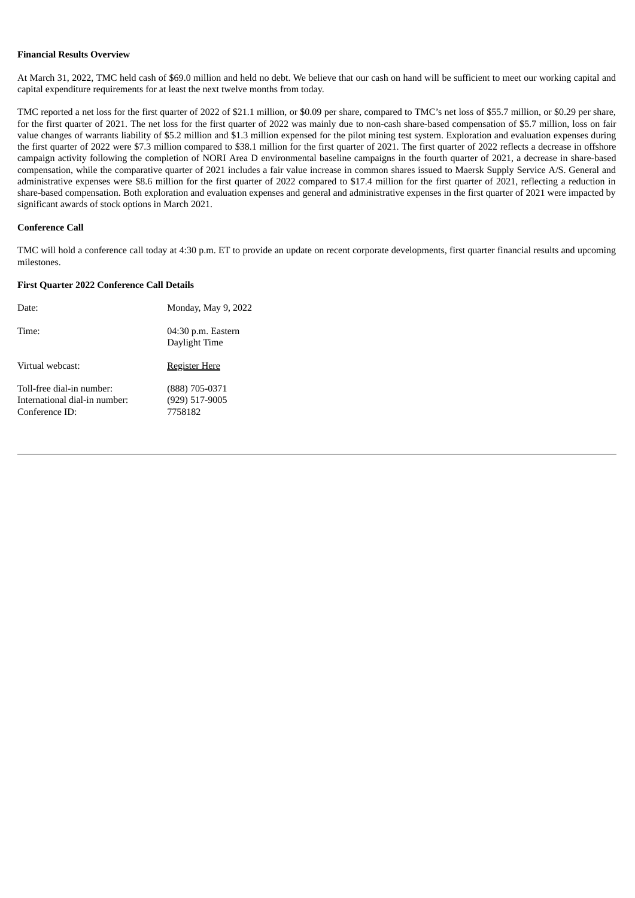**Financial Results Overview**

At March 31, 2022, TMC held cash of $69.0 million and held no debt. We believe that our cash on hand will be sufficient to meet our working capital and capital expenditure requirements for at least the next twelve months from today.

TMC reported a net loss for the first quarter of 2022 of $21.1 million, or $0.09 per share, compared to TMC's net loss of $55.7 million, or $0.29 per share, for the first quarter of 2021. The net loss for the first quarter of 2022 was mainly due to non-cash share-based compensation of $5.7 million, loss on fair value changes of warrants liability of $5.2 million and $1.3 million expensed for the pilot mining test system. Exploration and evaluation expenses during the first quarter of 2022 were $7.3 million compared to $38.1 million for the first quarter of 2021. The first quarter of 2022 reflects a decrease in offshore campaign activity following the completion of NORI Area D environmental baseline campaigns in the fourth quarter of 2021, a decrease in share-based compensation, while the comparative quarter of 2021 includes a fair value increase in common shares issued to Maersk Supply Service A/S. General and administrative expenses were $8.6 million for the first quarter of 2022 compared to $17.4 million for the first quarter of 2021, reflecting a reduction in share-based compensation. Both exploration and evaluation expenses and general and administrative expenses in the first quarter of 2021 were impacted by significant awards of stock options in March 2021.

**Conference Call**

TMC will hold a conference call today at 4:30 p.m. ET to provide an update on recent corporate developments, first quarter financial results and upcoming milestones.

**First Quarter 2022 Conference Call Details**

| | |
|---|---|
| Date: | Monday, May 9, 2022 |
| Time: | 04:30 p.m. Eastern Daylight Time |
| Virtual webcast: | Register Here |
| Toll-free dial-in number: | (888) 705-0371 |
| International dial-in number: | (929) 517-9005 |
| Conference ID: | 7758182 |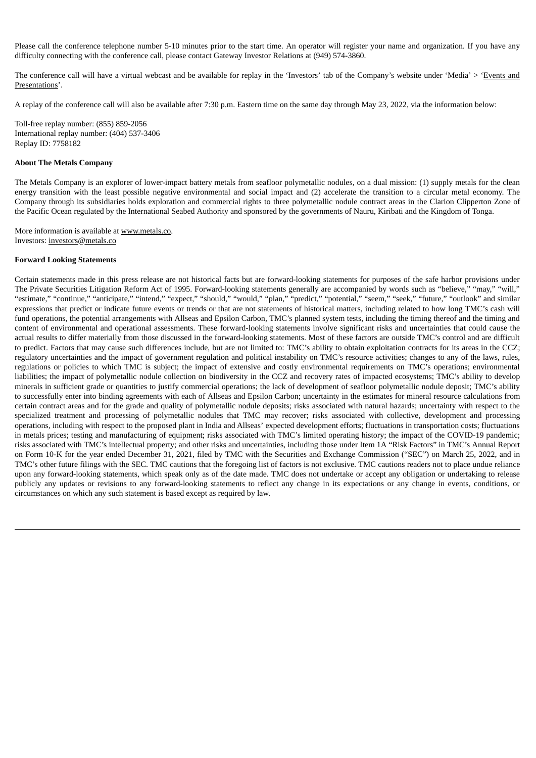Please call the conference telephone number 5-10 minutes prior to the start time. An operator will register your name and organization. If you have any difficulty connecting with the conference call, please contact Gateway Investor Relations at (949) 574-3860.

The conference call will have a virtual webcast and be available for replay in the 'Investors' tab of the Company's website under 'Media' > 'Events and Presentations'.

A replay of the conference call will also be available after 7:30 p.m. Eastern time on the same day through May 23, 2022, via the information below:

Toll-free replay number: (855) 859-2056
International replay number: (404) 537-3406
Replay ID: 7758182

**About The Metals Company**

The Metals Company is an explorer of lower-impact battery metals from seafloor polymetallic nodules, on a dual mission: (1) supply metals for the clean energy transition with the least possible negative environmental and social impact and (2) accelerate the transition to a circular metal economy. The Company through its subsidiaries holds exploration and commercial rights to three polymetallic nodule contract areas in the Clarion Clipperton Zone of the Pacific Ocean regulated by the International Seabed Authority and sponsored by the governments of Nauru, Kiribati and the Kingdom of Tonga.

More information is available at www.metals.co.
Investors: investors@metals.co

**Forward Looking Statements**

Certain statements made in this press release are not historical facts but are forward-looking statements for purposes of the safe harbor provisions under The Private Securities Litigation Reform Act of 1995. Forward-looking statements generally are accompanied by words such as "believe," "may," "will," "estimate," "continue," "anticipate," "intend," "expect," "should," "would," "plan," "predict," "potential," "seem," "seek," "future," "outlook" and similar expressions that predict or indicate future events or trends or that are not statements of historical matters, including related to how long TMC's cash will fund operations, the potential arrangements with Allseas and Epsilon Carbon, TMC's planned system tests, including the timing thereof and the timing and content of environmental and operational assessments. These forward-looking statements involve significant risks and uncertainties that could cause the actual results to differ materially from those discussed in the forward-looking statements. Most of these factors are outside TMC's control and are difficult to predict. Factors that may cause such differences include, but are not limited to: TMC's ability to obtain exploitation contracts for its areas in the CCZ; regulatory uncertainties and the impact of government regulation and political instability on TMC's resource activities; changes to any of the laws, rules, regulations or policies to which TMC is subject; the impact of extensive and costly environmental requirements on TMC's operations; environmental liabilities; the impact of polymetallic nodule collection on biodiversity in the CCZ and recovery rates of impacted ecosystems; TMC's ability to develop minerals in sufficient grade or quantities to justify commercial operations; the lack of development of seafloor polymetallic nodule deposit; TMC's ability to successfully enter into binding agreements with each of Allseas and Epsilon Carbon; uncertainty in the estimates for mineral resource calculations from certain contract areas and for the grade and quality of polymetallic nodule deposits; risks associated with natural hazards; uncertainty with respect to the specialized treatment and processing of polymetallic nodules that TMC may recover; risks associated with collective, development and processing operations, including with respect to the proposed plant in India and Allseas' expected development efforts; fluctuations in transportation costs; fluctuations in metals prices; testing and manufacturing of equipment; risks associated with TMC's limited operating history; the impact of the COVID-19 pandemic; risks associated with TMC's intellectual property; and other risks and uncertainties, including those under Item 1A "Risk Factors" in TMC's Annual Report on Form 10-K for the year ended December 31, 2021, filed by TMC with the Securities and Exchange Commission ("SEC") on March 25, 2022, and in TMC's other future filings with the SEC. TMC cautions that the foregoing list of factors is not exclusive. TMC cautions readers not to place undue reliance upon any forward-looking statements, which speak only as of the date made. TMC does not undertake or accept any obligation or undertaking to release publicly any updates or revisions to any forward-looking statements to reflect any change in its expectations or any change in events, conditions, or circumstances on which any such statement is based except as required by law.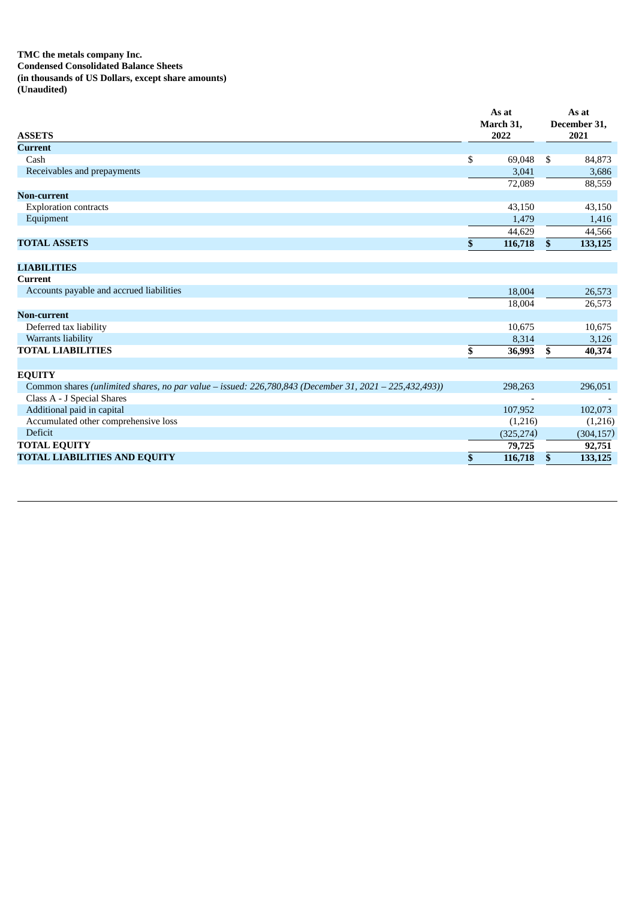**TMC the metals company Inc.**
**Condensed Consolidated Balance Sheets**
**(in thousands of US Dollars, except share amounts)**
**(Unaudited)**

| ASSETS | As at March 31, 2022 | As at December 31, 2021 |
|---|---|---|
| **Current** | | |
| Cash | $ 69,048 | $ 84,873 |
| Receivables and prepayments | 3,041 | 3,686 |
| | 72,089 | 88,559 |
| **Non-current** | | |
| Exploration contracts | 43,150 | 43,150 |
| Equipment | 1,479 | 1,416 |
| | 44,629 | 44,566 |
| **TOTAL ASSETS** | **$ 116,718** | **$ 133,125** |
| | | |
| **LIABILITIES** | | |
| **Current** | | |
| Accounts payable and accrued liabilities | 18,004 | 26,573 |
| | 18,004 | 26,573 |
| **Non-current** | | |
| Deferred tax liability | 10,675 | 10,675 |
| Warrants liability | 8,314 | 3,126 |
| **TOTAL LIABILITIES** | **$ 36,993** | **$ 40,374** |
| | | |
| **EQUITY** | | |
| Common shares *(unlimited shares, no par value – issued: 226,780,843 (December 31, 2021 – 225,432,493))* | 298,263 | 296,051 |
| Class A - J Special Shares | - | - |
| Additional paid in capital | 107,952 | 102,073 |
| Accumulated other comprehensive loss | (1,216) | (1,216) |
| Deficit | (325,274) | (304,157) |
| **TOTAL EQUITY** | **79,725** | **92,751** |
| **TOTAL LIABILITIES AND EQUITY** | **$ 116,718** | **$ 133,125** |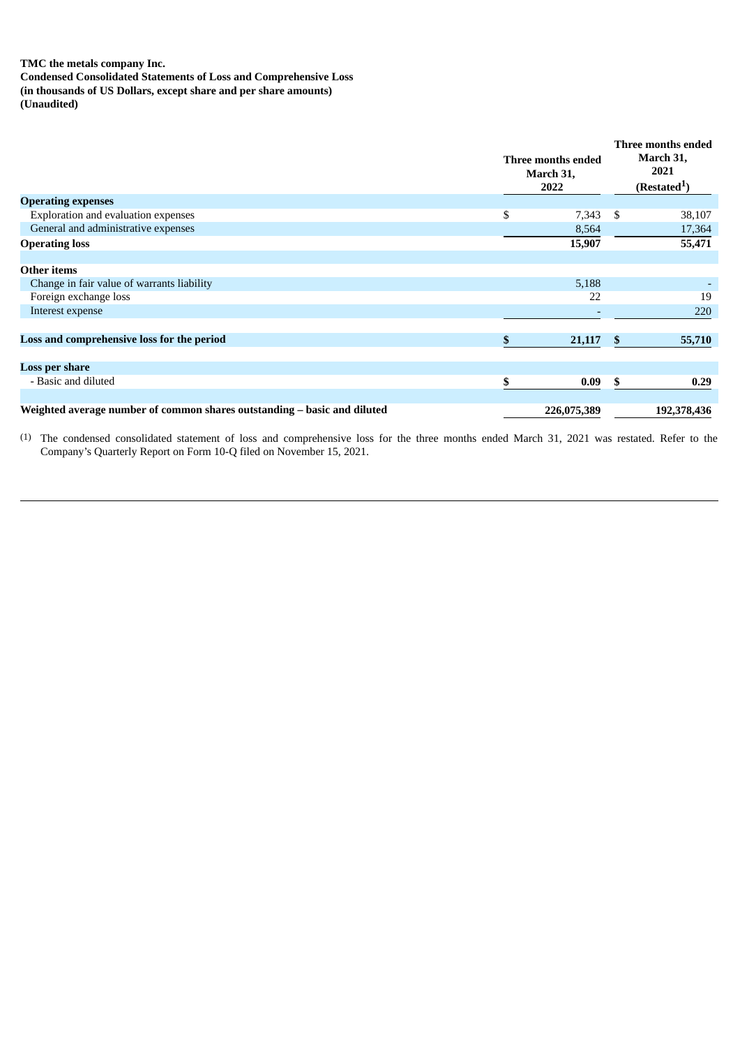**TMC the metals company Inc.**
**Condensed Consolidated Statements of Loss and Comprehensive Loss**
**(in thousands of US Dollars, except share and per share amounts)**
**(Unaudited)**

| | Three months ended March 31, 2022 | Three months ended March 31, 2021 (Restated[1]) |
|---|---|---|
| **Operating expenses** | | |
| Exploration and evaluation expenses | $ 7,343 | $ 38,107 |
| General and administrative expenses | 8,564 | 17,364 |
| **Operating loss** | **15,907** | **55,471** |
| | | |
| **Other items** | | |
| Change in fair value of warrants liability | 5,188 | - |
| Foreign exchange loss | 22 | 19 |
| Interest expense | - | 220 |
| | | |
| **Loss and comprehensive loss for the period** | **$ 21,117** | **$ 55,710** |
| | | |
| **Loss per share** | | |
| - Basic and diluted | **$ 0.09** | **$ 0.29** |
| | | |
| **Weighted average number of common shares outstanding – basic and diluted** | **226,075,389** | **192,378,436** |

(1) The condensed consolidated statement of loss and comprehensive loss for the three months ended March 31, 2021 was restated. Refer to the Company's Quarterly Report on Form 10-Q filed on November 15, 2021.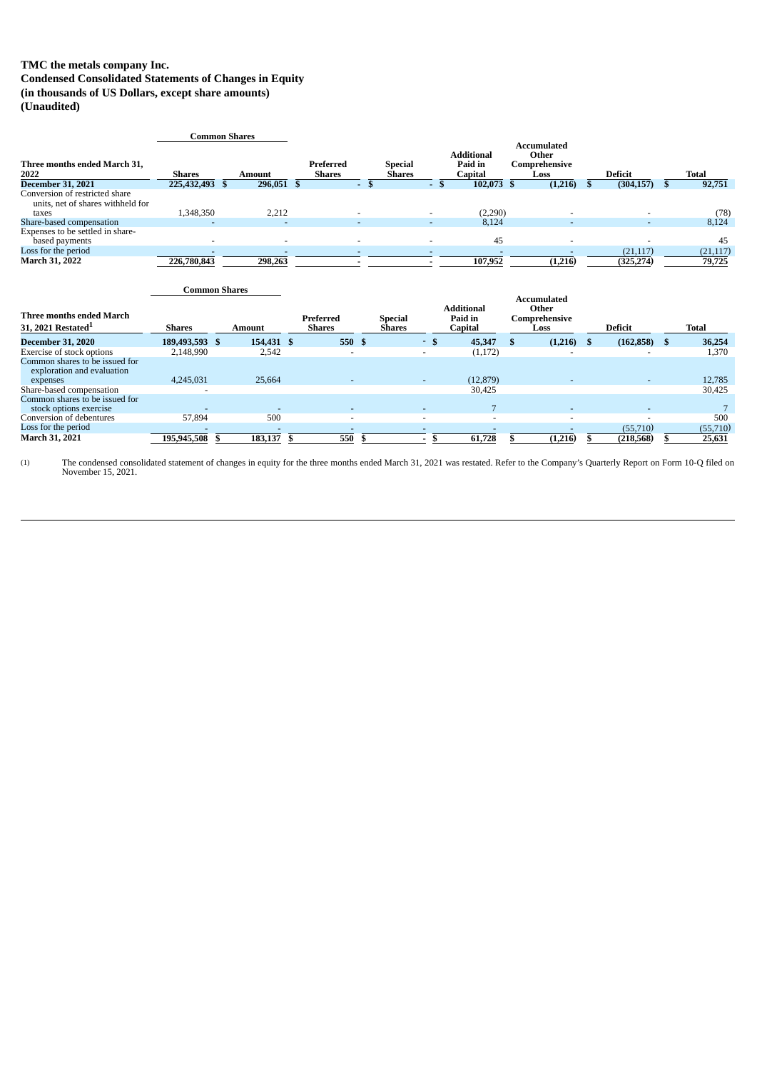**TMC the metals company Inc.**
**Condensed Consolidated Statements of Changes in Equity**
**(in thousands of US Dollars, except share amounts)**
**(Unaudited)**

| Three months ended March 31, 2022 | Common Shares | | Preferred Shares | Special Shares | Additional Paid in Capital | Accumulated Other Comprehensive Loss | Deficit | Total |
|---|---|---|---|---|---|---|---|---|
| | Shares | Amount | | | | | | |
| **December 31, 2021** | **225,432,493** | **$ 296,051** | **$ -** | **$ -** | **$ 102,073** | **$ (1,216)** | **$ (304,157)** | **$ 92,751** |
| Conversion of restricted share units, net of shares withheld for taxes | 1,348,350 | 2,212 | - | - | (2,290) | - | - | (78) |
| Share-based compensation | - | - | - | - | 8,124 | - | - | 8,124 |
| Expenses to be settled in share-based payments | - | - | - | - | 45 | - | - | 45 |
| Loss for the period | - | - | - | - | - | - | (21,117) | (21,117) |
| **March 31, 2022** | **226,780,843** | **298,263** | **-** | **-** | **107,952** | **(1,216)** | **(325,274)** | **79,725** |

| Three months ended March 31, 2021 Restated[1] | Common Shares | | Preferred Shares | Special Shares | Additional Paid in Capital | Accumulated Other Comprehensive Loss | Deficit | Total |
|---|---|---|---|---|---|---|---|---|
| | Shares | Amount | | | | | | |
| **December 31, 2020** | **189,493,593** | **$ 154,431** | **$ 550** | **$ -** | **$ 45,347** | **$ (1,216)** | **$ (162,858)** | **$ 36,254** |
| Exercise of stock options | 2,148,990 | 2,542 | - | - | (1,172) | - | - | 1,370 |
| Common shares to be issued for exploration and evaluation expenses | 4,245,031 | 25,664 | - | - | (12,879) | - | - | 12,785 |
| Share-based compensation | - | | | | 30,425 | | | 30,425 |
| Common shares to be issued for stock options exercise | - | - | - | - | 7 | - | - | 7 |
| Conversion of debentures | 57,894 | 500 | - | - | - | - | - | 500 |
| Loss for the period | - | - | - | - | - | - | (55,710) | (55,710) |
| **March 31, 2021** | **195,945,508** | **$ 183,137** | **$ 550** | **$ -** | **$ 61,728** | **$ (1,216)** | **$ (218,568)** | **$ 25,631** |

(1) The condensed consolidated statement of changes in equity for the three months ended March 31, 2021 was restated. Refer to the Company's Quarterly Report on Form 10-Q filed on November 15, 2021.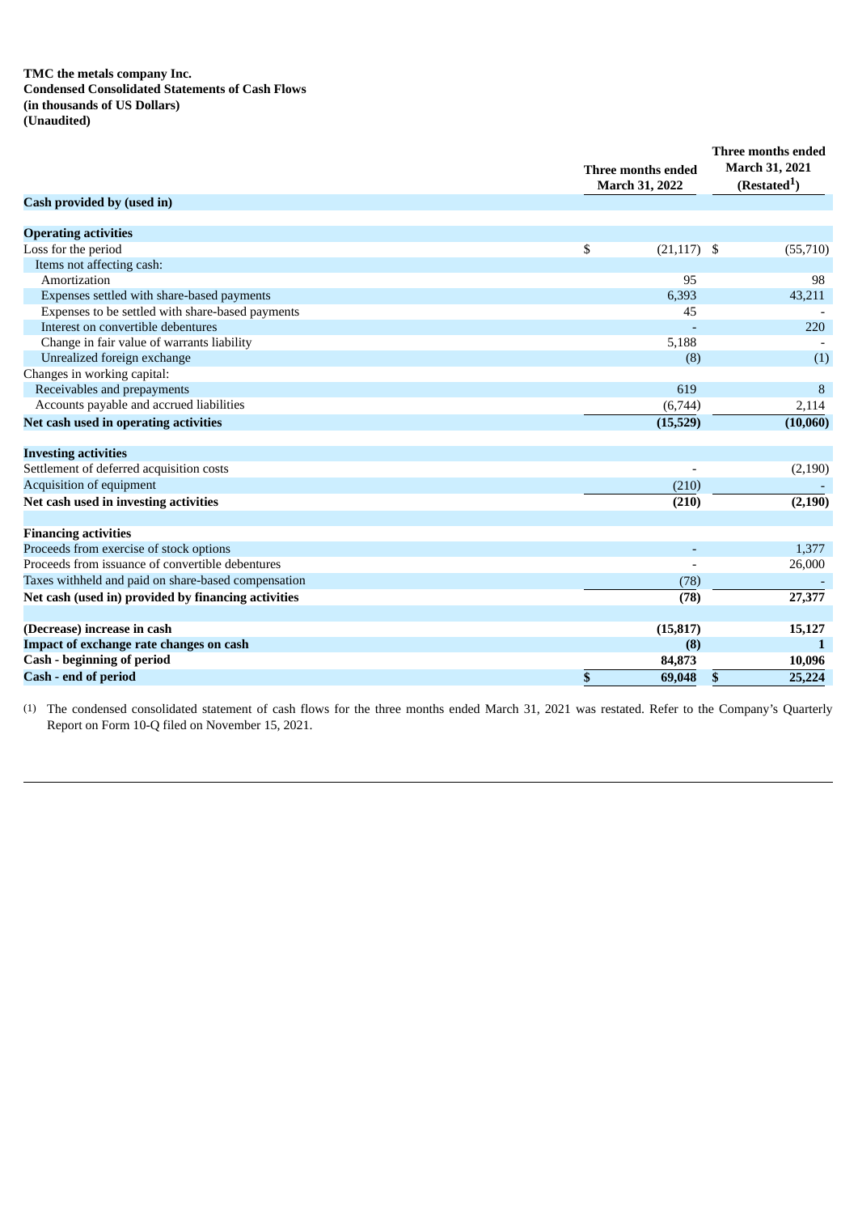**TMC the metals company Inc.**
**Condensed Consolidated Statements of Cash Flows**
**(in thousands of US Dollars)**
**(Unaudited)**

| | Three months ended March 31, 2022 | Three months ended March 31, 2021 (Restated[1]) |
|---|---|---|
| **Cash provided by (used in)** | | |
| **Operating activities** | | |
| Loss for the period | $ (21,117) | $ (55,710) |
| Items not affecting cash: | | |
| Amortization | 95 | 98 |
| Expenses settled with share-based payments | 6,393 | 43,211 |
| Expenses to be settled with share-based payments | 45 | - |
| Interest on convertible debentures | - | 220 |
| Change in fair value of warrants liability | 5,188 | - |
| Unrealized foreign exchange | (8) | (1) |
| Changes in working capital: | | |
| Receivables and prepayments | 619 | 8 |
| Accounts payable and accrued liabilities | (6,744) | 2,114 |
| **Net cash used in operating activities** | **(15,529)** | **(10,060)** |
| **Investing activities** | | |
| Settlement of deferred acquisition costs | - | (2,190) |
| Acquisition of equipment | (210) | - |
| **Net cash used in investing activities** | **(210)** | **(2,190)** |
| **Financing activities** | | |
| Proceeds from exercise of stock options | - | 1,377 |
| Proceeds from issuance of convertible debentures | - | 26,000 |
| Taxes withheld and paid on share-based compensation | (78) | - |
| **Net cash (used in) provided by financing activities** | **(78)** | **27,377** |
| **(Decrease) increase in cash** | **(15,817)** | **15,127** |
| **Impact of exchange rate changes on cash** | **(8)** | **1** |
| **Cash - beginning of period** | **84,873** | **10,096** |
| **Cash - end of period** | **$ 69,048** | **$ 25,224** |

(1) The condensed consolidated statement of cash flows for the three months ended March 31, 2021 was restated. Refer to the Company's Quarterly Report on Form 10-Q filed on November 15, 2021.